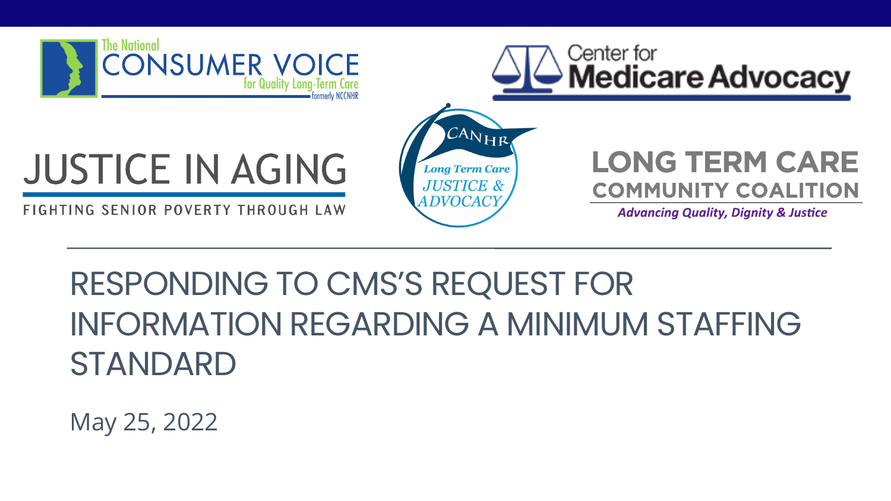The National CONSUMER VOICE for Quality Long-Term Care formerly NCCNHR

Center for Medicare Advocacy

JUSTICE IN AGING

FIGHTING SENIOR POVERTY THROUGH LAW

CANHR Long Term Care JUSTICE & ADVOCACY

LONG TERM CARE COMMUNITY COALITION

*Advancing Quality, Dignity & Justice*

# RESPONDING TO CMS'S REQUEST FOR INFORMATION REGARDING A MINIMUM STAFFING STANDARD

May 25, 2022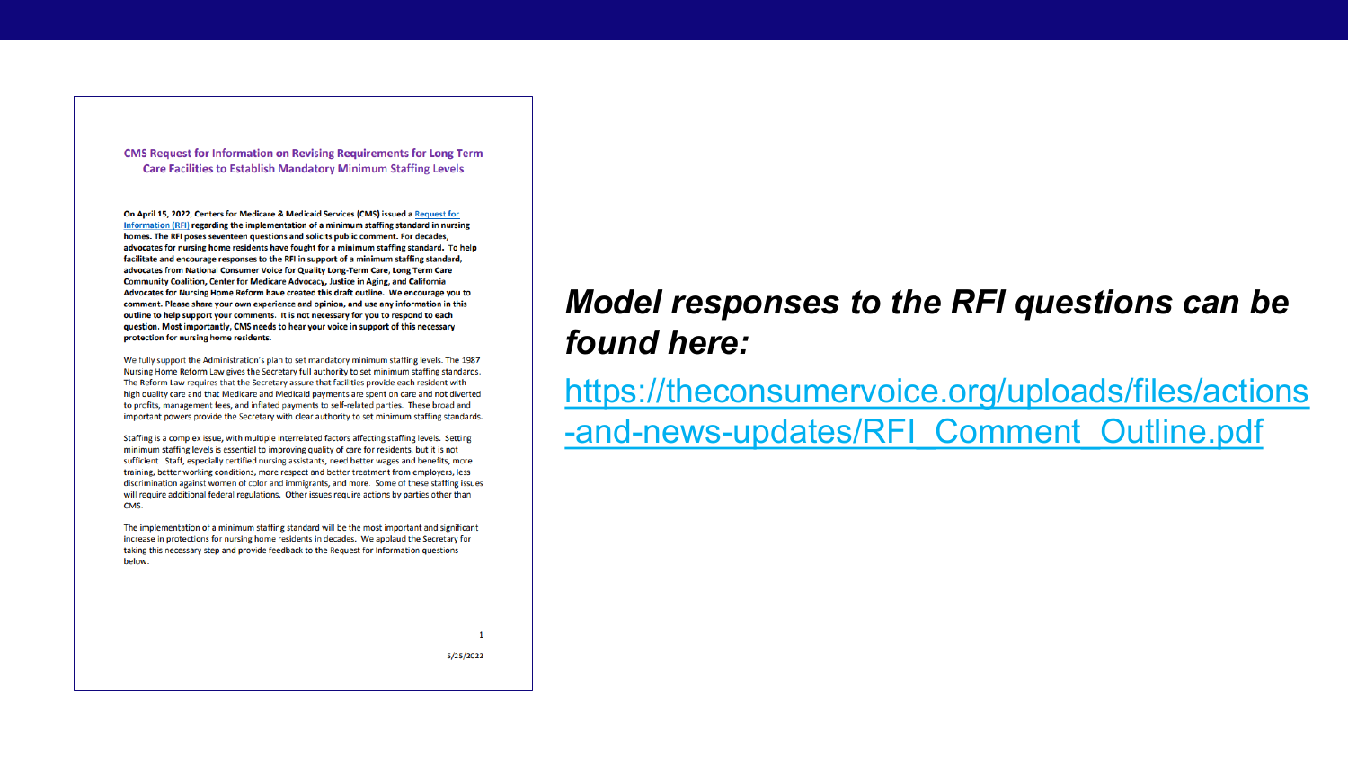### CMS Request for Information on Revising Requirements for Long Term Care Facilities to Establish Mandatory Minimum Staffing Levels

**On April 15, 2022, Centers for Medicare & Medicaid Services (CMS) issued a Request for Information (RFI) regarding the implementation of a minimum staffing standard in nursing homes. The RFI poses seventeen questions and solicits public comment. For decades, advocates for nursing home residents have fought for a minimum staffing standard. To help facilitate and encourage responses to the RFI in support of a minimum staffing standard, advocates from National Consumer Voice for Quality Long-Term Care, Long Term Care Community Coalition, Center for Medicare Advocacy, Justice in Aging, and California Advocates for Nursing Home Reform have created this draft outline. We encourage you to comment. Please share your own experience and opinion, and use any information in this outline to help support your comments. It is not necessary for you to respond to each question. Most importantly, CMS needs to hear your voice in support of this necessary protection for nursing home residents.**

We fully support the Administration's plan to set mandatory minimum staffing levels. The 1987 Nursing Home Reform Law gives the Secretary full authority to set minimum staffing standards. The Reform Law requires that the Secretary assure that facilities provide each resident with high quality care and that Medicare and Medicaid payments are spent on care and not diverted to profits, management fees, and inflated payments to self-related parties. These broad and important powers provide the Secretary with clear authority to set minimum staffing standards.

Staffing is a complex issue, with multiple interrelated factors affecting staffing levels. Setting minimum staffing levels is essential to improving quality of care for residents, but it is not sufficient. Staff, especially certified nursing assistants, need better wages and benefits, more training, better working conditions, more respect and better treatment from employers, less discrimination against women of color and immigrants, and more. Some of these staffing issues will require additional federal regulations. Other issues require actions by parties other than CMS.

The implementation of a minimum staffing standard will be the most important and significant increase in protections for nursing home residents in decades. We applaud the Secretary for taking this necessary step and provide feedback to the Request for Information questions below.

5/25/2022

***Model responses to the RFI questions can be found here:***

https://theconsumervoice.org/uploads/files/actions-and-news-updates/RFI_Comment_Outline.pdf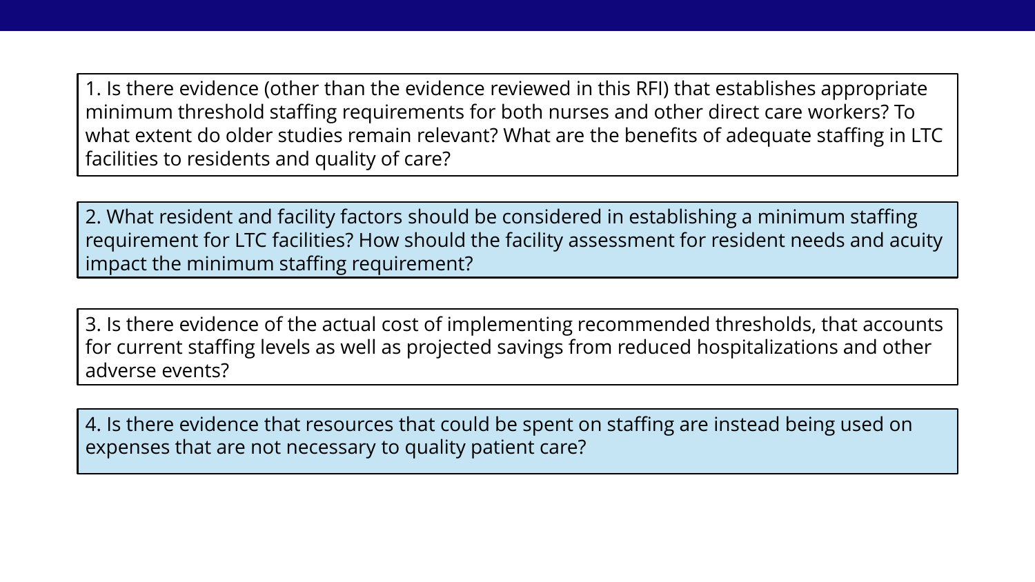1. Is there evidence (other than the evidence reviewed in this RFI) that establishes appropriate minimum threshold staffing requirements for both nurses and other direct care workers? To what extent do older studies remain relevant? What are the benefits of adequate staffing in LTC facilities to residents and quality of care?

2. What resident and facility factors should be considered in establishing a minimum staffing requirement for LTC facilities? How should the facility assessment for resident needs and acuity impact the minimum staffing requirement?

3. Is there evidence of the actual cost of implementing recommended thresholds, that accounts for current staffing levels as well as projected savings from reduced hospitalizations and other adverse events?

4. Is there evidence that resources that could be spent on staffing are instead being used on expenses that are not necessary to quality patient care?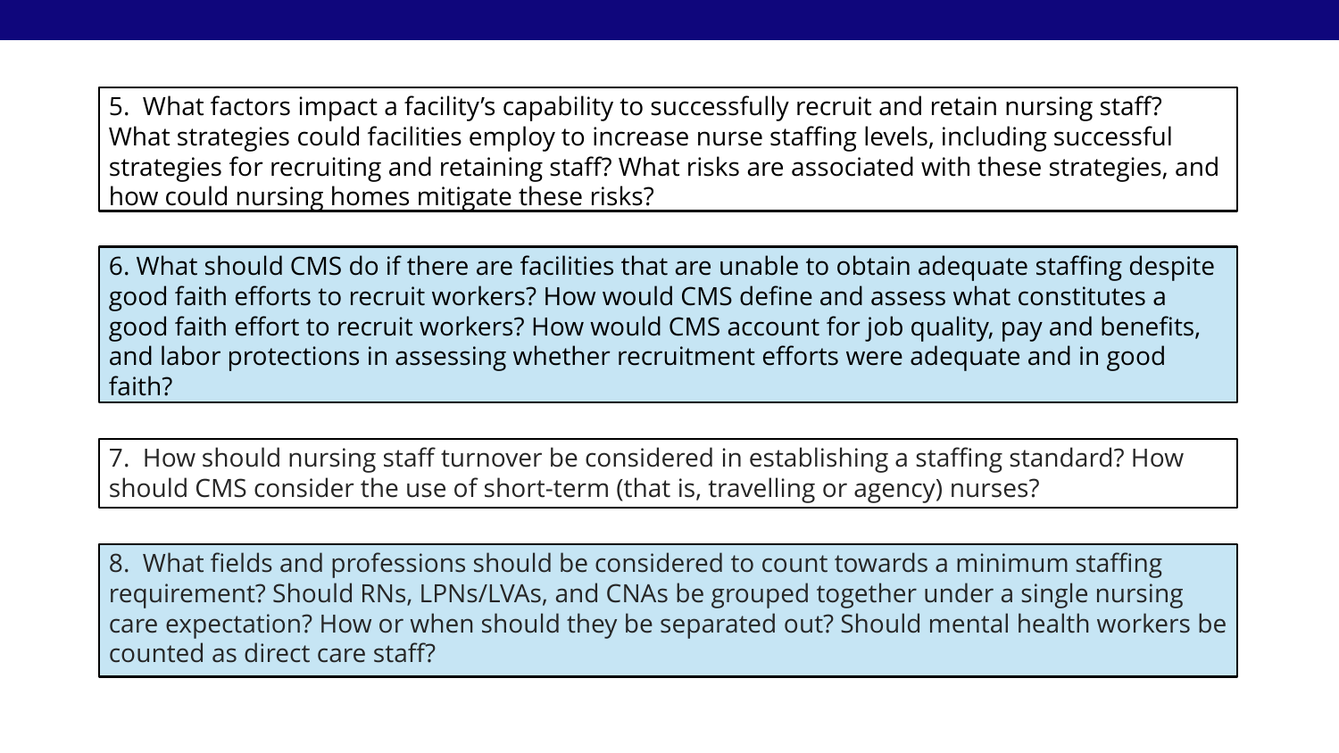5. What factors impact a facility's capability to successfully recruit and retain nursing staff? What strategies could facilities employ to increase nurse staffing levels, including successful strategies for recruiting and retaining staff? What risks are associated with these strategies, and how could nursing homes mitigate these risks?

6. What should CMS do if there are facilities that are unable to obtain adequate staffing despite good faith efforts to recruit workers? How would CMS define and assess what constitutes a good faith effort to recruit workers? How would CMS account for job quality, pay and benefits, and labor protections in assessing whether recruitment efforts were adequate and in good faith?

7. How should nursing staff turnover be considered in establishing a staffing standard? How should CMS consider the use of short-term (that is, travelling or agency) nurses?

8. What fields and professions should be considered to count towards a minimum staffing requirement? Should RNs, LPNs/LVAs, and CNAs be grouped together under a single nursing care expectation? How or when should they be separated out? Should mental health workers be counted as direct care staff?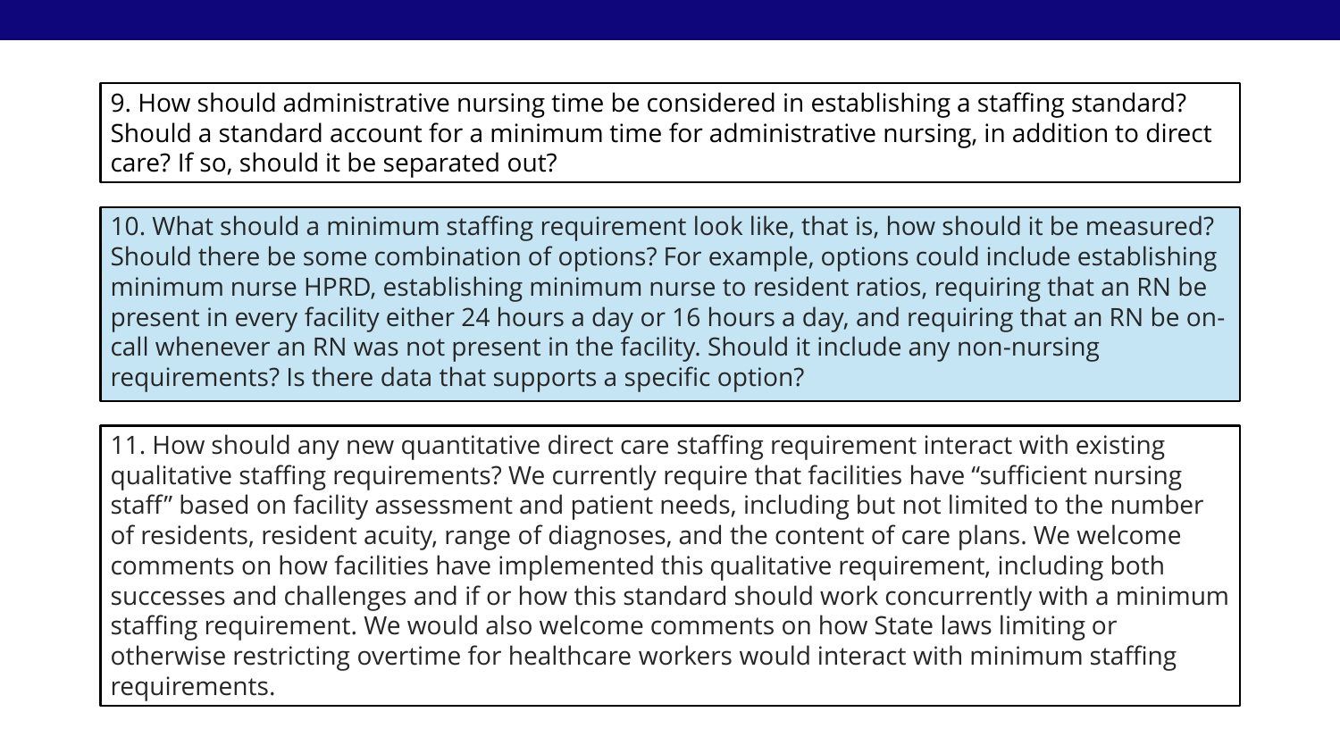9. How should administrative nursing time be considered in establishing a staffing standard? Should a standard account for a minimum time for administrative nursing, in addition to direct care? If so, should it be separated out?

10. What should a minimum staffing requirement look like, that is, how should it be measured? Should there be some combination of options? For example, options could include establishing minimum nurse HPRD, establishing minimum nurse to resident ratios, requiring that an RN be present in every facility either 24 hours a day or 16 hours a day, and requiring that an RN be on-call whenever an RN was not present in the facility. Should it include any non-nursing requirements? Is there data that supports a specific option?

11. How should any new quantitative direct care staffing requirement interact with existing qualitative staffing requirements? We currently require that facilities have "sufficient nursing staff" based on facility assessment and patient needs, including but not limited to the number of residents, resident acuity, range of diagnoses, and the content of care plans. We welcome comments on how facilities have implemented this qualitative requirement, including both successes and challenges and if or how this standard should work concurrently with a minimum staffing requirement. We would also welcome comments on how State laws limiting or otherwise restricting overtime for healthcare workers would interact with minimum staffing requirements.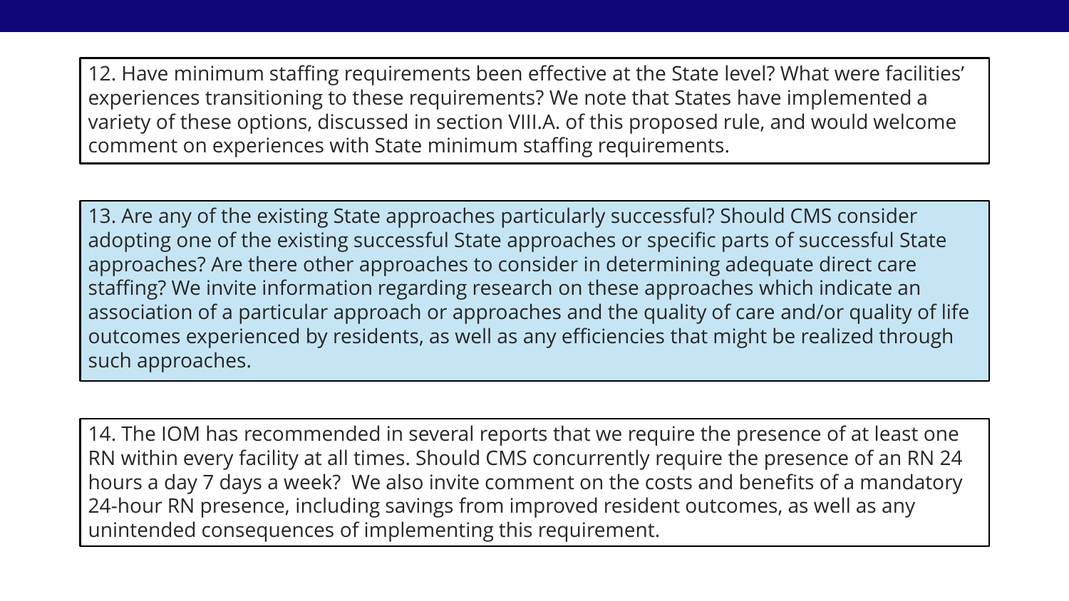12. Have minimum staffing requirements been effective at the State level? What were facilities' experiences transitioning to these requirements? We note that States have implemented a variety of these options, discussed in section VIII.A. of this proposed rule, and would welcome comment on experiences with State minimum staffing requirements.

13. Are any of the existing State approaches particularly successful? Should CMS consider adopting one of the existing successful State approaches or specific parts of successful State approaches? Are there other approaches to consider in determining adequate direct care staffing? We invite information regarding research on these approaches which indicate an association of a particular approach or approaches and the quality of care and/or quality of life outcomes experienced by residents, as well as any efficiencies that might be realized through such approaches.

14. The IOM has recommended in several reports that we require the presence of at least one RN within every facility at all times. Should CMS concurrently require the presence of an RN 24 hours a day 7 days a week? We also invite comment on the costs and benefits of a mandatory 24-hour RN presence, including savings from improved resident outcomes, as well as any unintended consequences of implementing this requirement.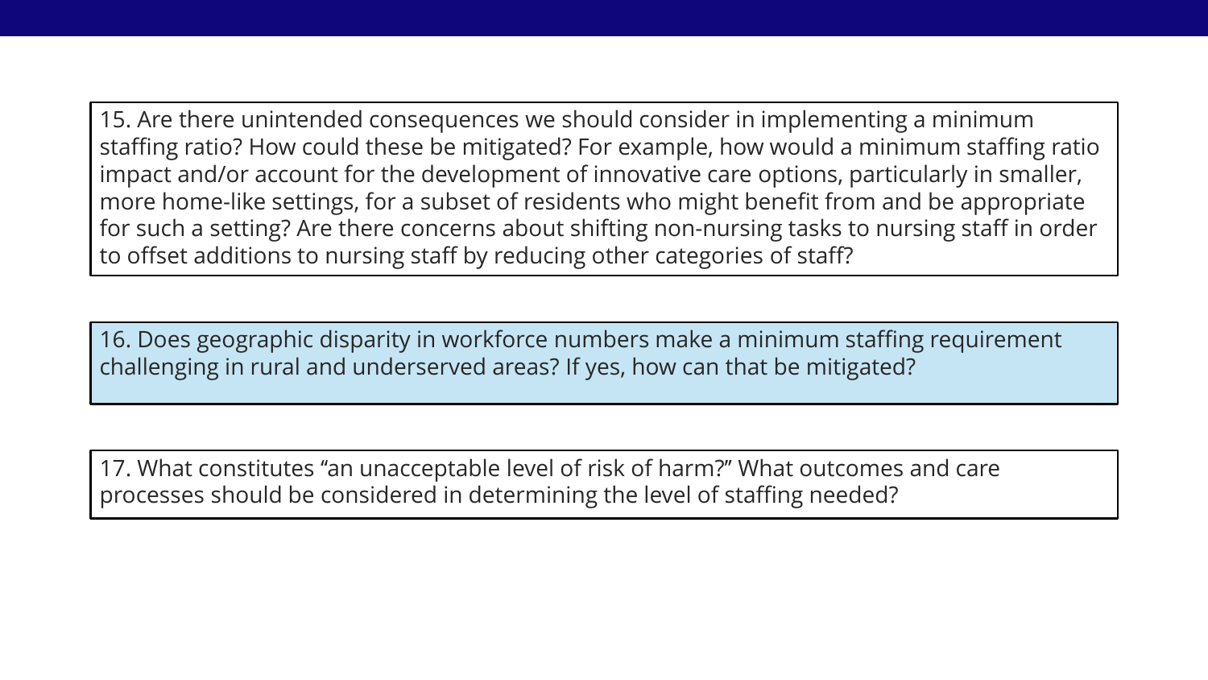15. Are there unintended consequences we should consider in implementing a minimum staffing ratio? How could these be mitigated? For example, how would a minimum staffing ratio impact and/or account for the development of innovative care options, particularly in smaller, more home-like settings, for a subset of residents who might benefit from and be appropriate for such a setting? Are there concerns about shifting non-nursing tasks to nursing staff in order to offset additions to nursing staff by reducing other categories of staff?

16. Does geographic disparity in workforce numbers make a minimum staffing requirement challenging in rural and underserved areas? If yes, how can that be mitigated?

17. What constitutes "an unacceptable level of risk of harm?" What outcomes and care processes should be considered in determining the level of staffing needed?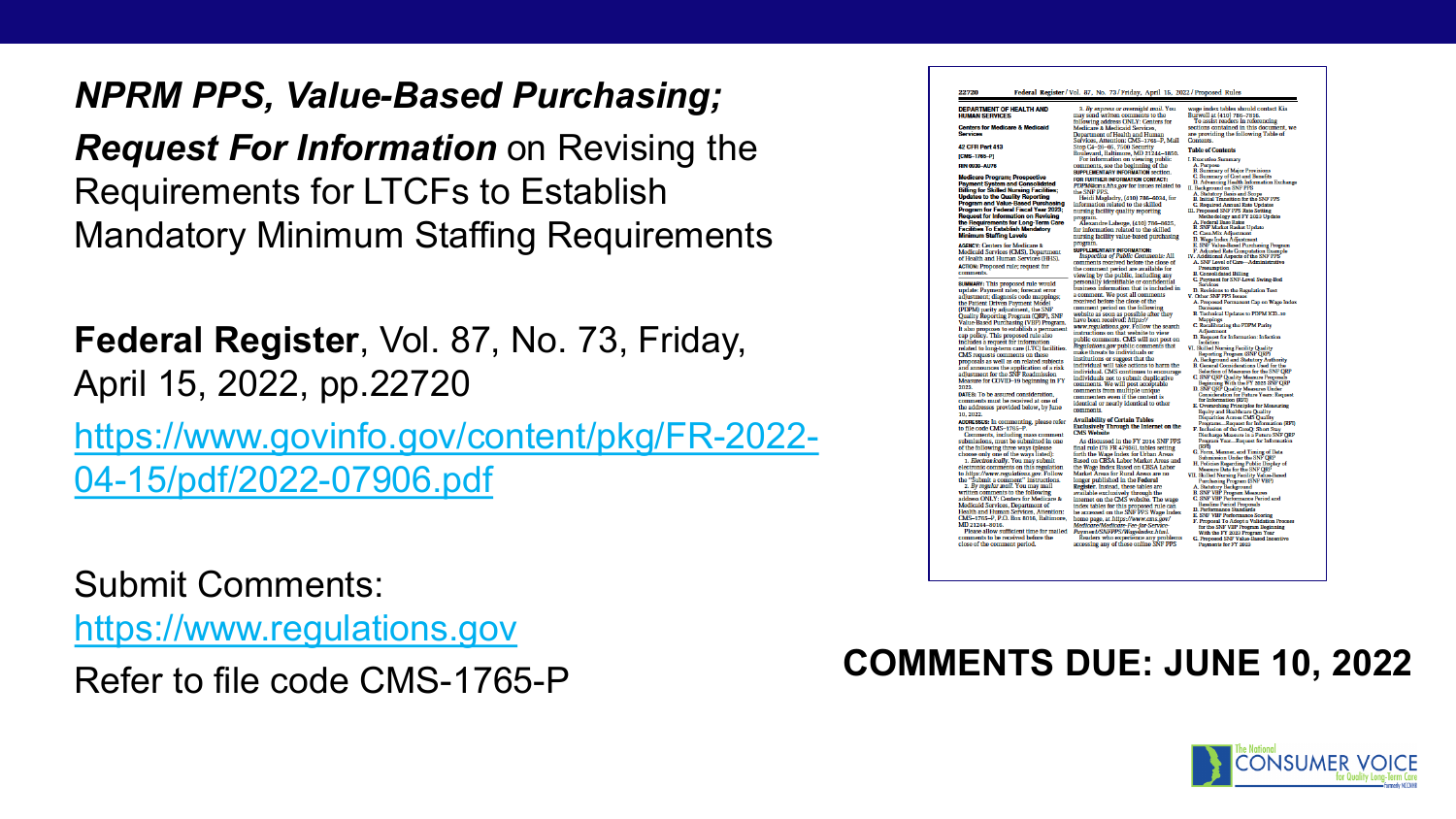*NPRM PPS, Value-Based Purchasing;*

***Request For Information*** on Revising the Requirements for LTCFs to Establish Mandatory Minimum Staffing Requirements

**Federal Register**, Vol. 87, No. 73, Friday, April 15, 2022, pp.22720

https://www.govinfo.gov/content/pkg/FR-2022-04-15/pdf/2022-07906.pdf

Submit Comments:

https://www.regulations.gov

Refer to file code CMS-1765-P

**COMMENTS DUE: JUNE 10, 2022**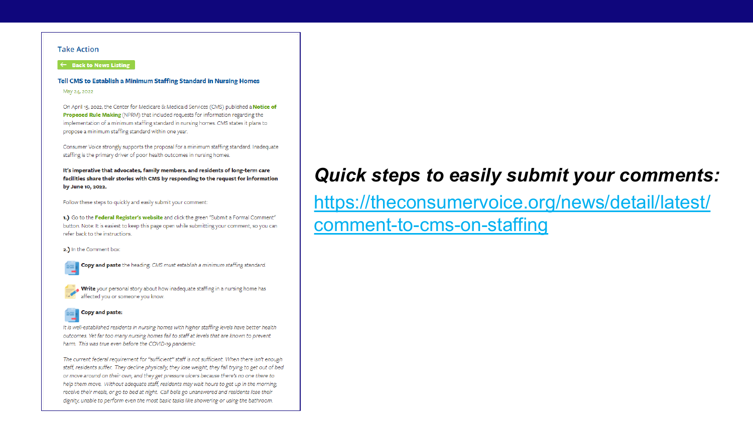Take Action

Back to News Listing

**Tell CMS to Establish a Minimum Staffing Standard in Nursing Homes**

May 24, 2022

On April 15, 2022, the Center for Medicare & Medicaid Services (CMS) published a **Notice of Proposed Rule Making** (NPRM) that included requests for information regarding the implementation of a minimum staffing standard in nursing homes. CMS states it plans to propose a minimum staffing standard within one year.

Consumer Voice strongly supports the proposal for a minimum staffing standard. Inadequate staffing is the primary driver of poor health outcomes in nursing homes.

**It's imperative that advocates, family members, and residents of long-term care facilities share their stories with CMS by responding to the request for information by June 10, 2022.**

Follow these steps to quickly and easily submit your comment:

**1.)** Go to the **Federal Register's website** and click the green "Submit a Formal Comment" button. Note: It is easiest to keep this page open while submitting your comment, so you can refer back to the instructions.

**2.)** In the Comment box:

**Copy and paste** the heading: *CMS must establish a minimum staffing standard.*

**Write** your personal story about how inadequate staffing in a nursing home has affected you or someone you know.

**Copy and paste:**

*It is well-established residents in nursing homes with higher staffing levels have better health outcomes. Yet far too many nursing homes fail to staff at levels that are known to prevent harm. This was true even before the COVID-19 pandemic.*

*The current federal requirement for "sufficient" staff is not sufficient. When there isn't enough staff, residents suffer. They decline physically, they lose weight, they fall trying to get out of bed or move around on their own, and they get pressure ulcers because there's no one there to help them move. Without adequate staff, residents may wait hours to get up in the morning, receive their meals, or go to bed at night. Call bells go unanswered and residents lose their dignity, unable to perform even the most basic tasks like showering or using the bathroom.*

***Quick steps to easily submit your comments:***

https://theconsumervoice.org/news/detail/latest/comment-to-cms-on-staffing